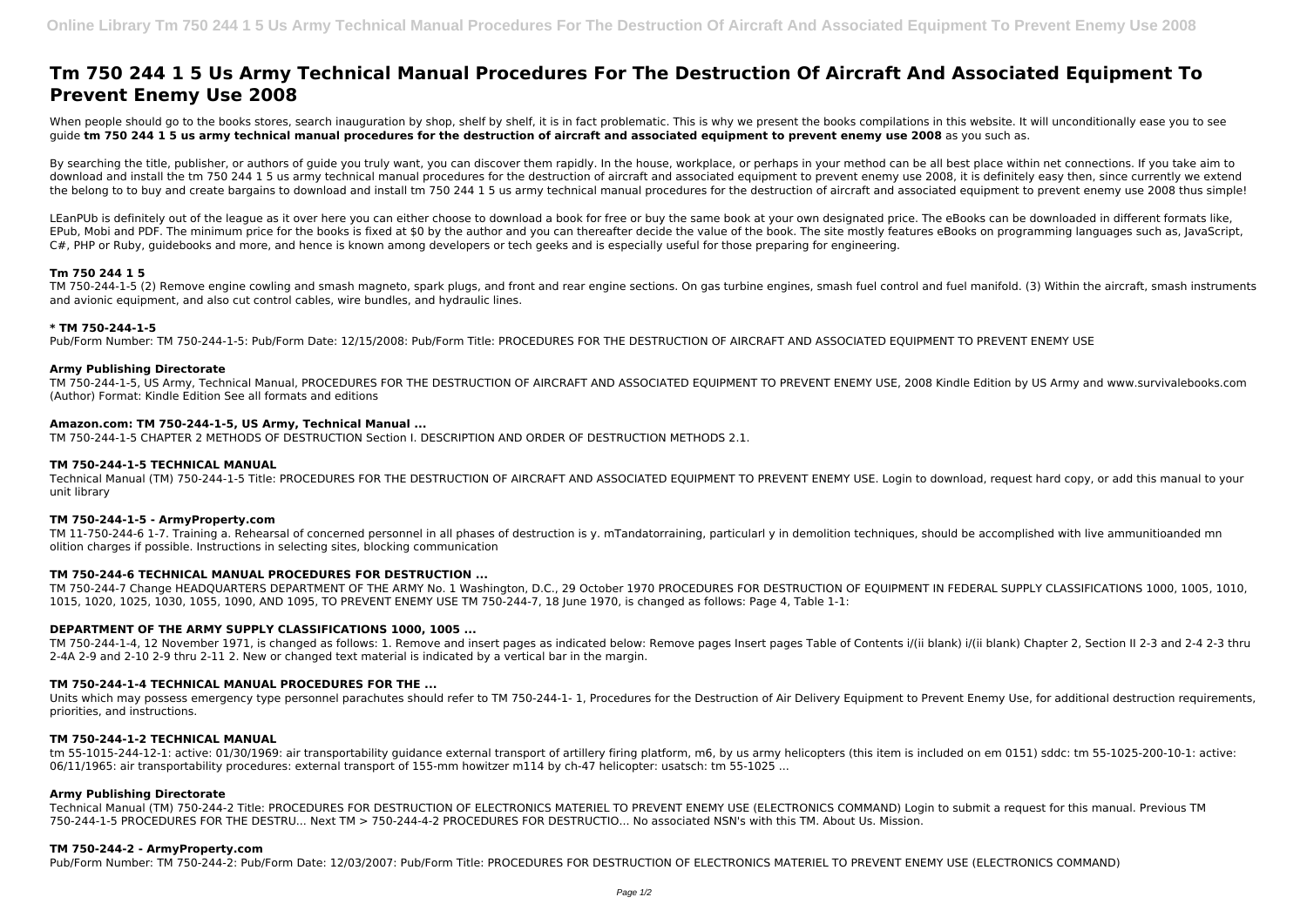# Tm 750 244 1 5 Us Army Technical Manual Procedures For The Destruction Of Aircraft And Associated Equipment To Prevent Enemy Use 2008

When people should go to the books stores, search inauguration by shop, shelf by shelf, it is in fact problematic. This is why we present the books compilations in this website. It will unconditionally ease you to see guide **tm 750 244 1 5 us army technical manual procedures for the destruction of aircraft and associated equipment to prevent enemy use 2008** as you such as.

By searching the title, publisher, or authors of guide you truly want, you can discover them rapidly. In the house, workplace, or perhaps in your method can be all best place within net connections. If you take aim to download and install the tm 750 244 1 5 us army technical manual procedures for the destruction of aircraft and associated equipment to prevent enemy use 2008, it is definitely easy then, since currently we extend the belong to to buy and create bargains to download and install tm 750 244 1 5 us army technical manual procedures for the destruction of aircraft and associated equipment to prevent enemy use 2008 thus simple!

LEanPUb is definitely out of the league as it over here you can either choose to download a book for free or buy the same book at your own designated price. The eBooks can be downloaded in different formats like, EPub, Mobi and PDF. The minimum price for the books is fixed at $0 by the author and you can thereafter decide the value of the book. The site mostly features eBooks on programming languages such as, JavaScript, C#, PHP or Ruby, guidebooks and more, and hence is known among developers or tech geeks and is especially useful for those preparing for engineering.

### Tm 750 244 1 5

TM 750-244-1-5 (2) Remove engine cowling and smash magneto, spark plugs, and front and rear engine sections. On gas turbine engines, smash fuel control and fuel manifold. (3) Within the aircraft, smash instruments and avionic equipment, and also cut control cables, wire bundles, and hydraulic lines.

### * TM 750-244-1-5

Pub/Form Number: TM 750-244-1-5: Pub/Form Date: 12/15/2008: Pub/Form Title: PROCEDURES FOR THE DESTRUCTION OF AIRCRAFT AND ASSOCIATED EQUIPMENT TO PREVENT ENEMY USE

### Army Publishing Directorate

TM 750-244-1-5, US Army, Technical Manual, PROCEDURES FOR THE DESTRUCTION OF AIRCRAFT AND ASSOCIATED EQUIPMENT TO PREVENT ENEMY USE, 2008 Kindle Edition by US Army and www.survivalebooks.com (Author) Format: Kindle Edition See all formats and editions

### Amazon.com: TM 750-244-1-5, US Army, Technical Manual ...

TM 750-244-1-5 CHAPTER 2 METHODS OF DESTRUCTION Section I. DESCRIPTION AND ORDER OF DESTRUCTION METHODS 2.1.

### TM 750-244-1-5 TECHNICAL MANUAL

Technical Manual (TM) 750-244-1-5 Title: PROCEDURES FOR THE DESTRUCTION OF AIRCRAFT AND ASSOCIATED EQUIPMENT TO PREVENT ENEMY USE. Login to download, request hard copy, or add this manual to your unit library

### TM 750-244-1-5 - ArmyProperty.com

TM 11-750-244-6 1-7. Training a. Rehearsal of concerned personnel in all phases of destruction is y. mTandatorraining, particularl y in demolition techniques, should be accomplished with live ammunitioanded mn olition charges if possible. Instructions in selecting sites, blocking communication

### TM 750-244-6 TECHNICAL MANUAL PROCEDURES FOR DESTRUCTION ...

TM 750-244-7 Change HEADQUARTERS DEPARTMENT OF THE ARMY No. 1 Washington, D.C., 29 October 1970 PROCEDURES FOR DESTRUCTION OF EQUIPMENT IN FEDERAL SUPPLY CLASSIFICATIONS 1000, 1005, 1010, 1015, 1020, 1025, 1030, 1055, 1090, AND 1095, TO PREVENT ENEMY USE TM 750-244-7, 18 June 1970, is changed as follows: Page 4, Table 1-1:

### DEPARTMENT OF THE ARMY SUPPLY CLASSIFICATIONS 1000, 1005 ...

TM 750-244-1-4, 12 November 1971, is changed as follows: 1. Remove and insert pages as indicated below: Remove pages Insert pages Table of Contents i/(ii blank) i/(ii blank) Chapter 2, Section II 2-3 and 2-4 2-3 thru 2-4A 2-9 and 2-10 2-9 thru 2-11 2. New or changed text material is indicated by a vertical bar in the margin.

### TM 750-244-1-4 TECHNICAL MANUAL PROCEDURES FOR THE ...

Units which may possess emergency type personnel parachutes should refer to TM 750-244-1- 1, Procedures for the Destruction of Air Delivery Equipment to Prevent Enemy Use, for additional destruction requirements, priorities, and instructions.

### TM 750-244-1-2 TECHNICAL MANUAL

tm 55-1015-244-12-1: active: 01/30/1969: air transportability guidance external transport of artillery firing platform, m6, by us army helicopters (this item is included on em 0151) sddc: tm 55-1025-200-10-1: active: 06/11/1965: air transportability procedures: external transport of 155-mm howitzer m114 by ch-47 helicopter: usatsch: tm 55-1025 ...

### Army Publishing Directorate

Technical Manual (TM) 750-244-2 Title: PROCEDURES FOR DESTRUCTION OF ELECTRONICS MATERIEL TO PREVENT ENEMY USE (ELECTRONICS COMMAND) Login to submit a request for this manual. Previous TM 750-244-1-5 PROCEDURES FOR THE DESTRU... Next TM > 750-244-4-2 PROCEDURES FOR DESTRUCTIO... No associated NSN's with this TM. About Us. Mission.

### TM 750-244-2 - ArmyProperty.com

Pub/Form Number: TM 750-244-2: Pub/Form Date: 12/03/2007: Pub/Form Title: PROCEDURES FOR DESTRUCTION OF ELECTRONICS MATERIEL TO PREVENT ENEMY USE (ELECTRONICS COMMAND)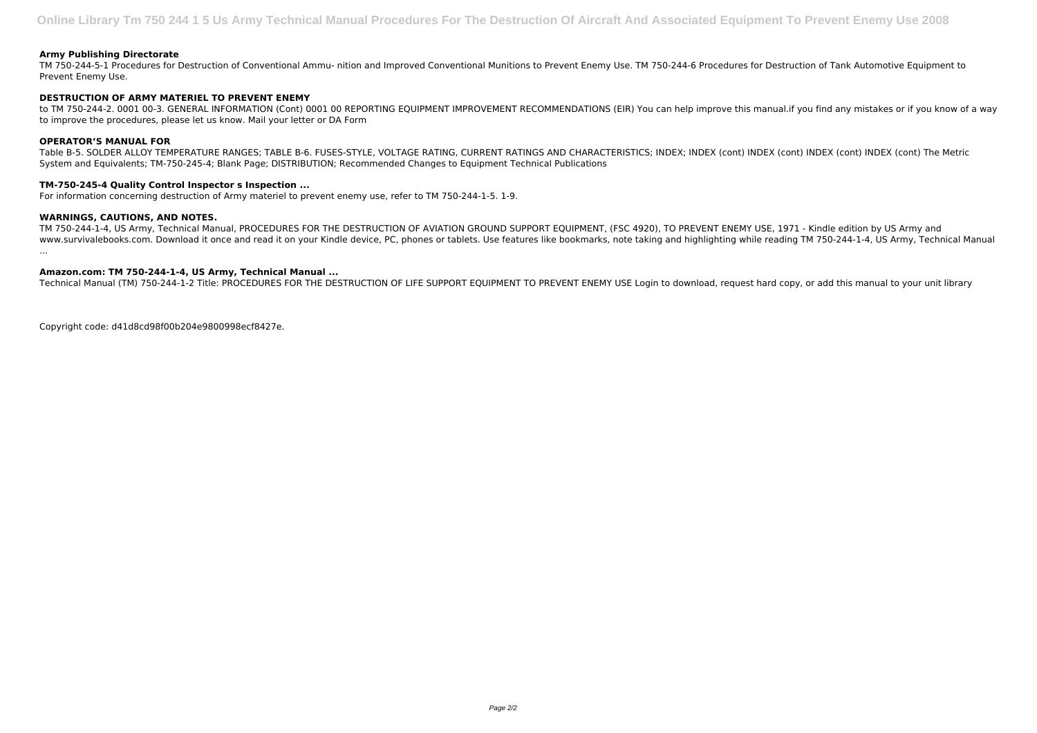### Army Publishing Directorate

TM 750-244-5-1 Procedures for Destruction of Conventional Ammu- nition and Improved Conventional Munitions to Prevent Enemy Use. TM 750-244-6 Procedures for Destruction of Tank Automotive Equipment to Prevent Enemy Use.

### DESTRUCTION OF ARMY MATERIEL TO PREVENT ENEMY

to TM 750-244-2. 0001 00-3. GENERAL INFORMATION (Cont) 0001 00 REPORTING EQUIPMENT IMPROVEMENT RECOMMENDATIONS (EIR) You can help improve this manual.if you find any mistakes or if you know of a way to improve the procedures, please let us know. Mail your letter or DA Form

### OPERATOR'S MANUAL FOR

Table B-5. SOLDER ALLOY TEMPERATURE RANGES; TABLE B-6. FUSES-STYLE, VOLTAGE RATING, CURRENT RATINGS AND CHARACTERISTICS; INDEX; INDEX (cont) INDEX (cont) INDEX (cont) INDEX (cont) The Metric System and Equivalents; TM-750-245-4; Blank Page; DISTRIBUTION; Recommended Changes to Equipment Technical Publications

### TM-750-245-4 Quality Control Inspector s Inspection ...

For information concerning destruction of Army materiel to prevent enemy use, refer to TM 750-244-1-5. 1-9.

### WARNINGS, CAUTIONS, AND NOTES.

TM 750-244-1-4, US Army, Technical Manual, PROCEDURES FOR THE DESTRUCTION OF AVIATION GROUND SUPPORT EQUIPMENT, (FSC 4920), TO PREVENT ENEMY USE, 1971 - Kindle edition by US Army and www.survivalebooks.com. Download it once and read it on your Kindle device, PC, phones or tablets. Use features like bookmarks, note taking and highlighting while reading TM 750-244-1-4, US Army, Technical Manual ...

### Amazon.com: TM 750-244-1-4, US Army, Technical Manual ...

Technical Manual (TM) 750-244-1-2 Title: PROCEDURES FOR THE DESTRUCTION OF LIFE SUPPORT EQUIPMENT TO PREVENT ENEMY USE Login to download, request hard copy, or add this manual to your unit library

Copyright code: d41d8cd98f00b204e9800998ecf8427e.